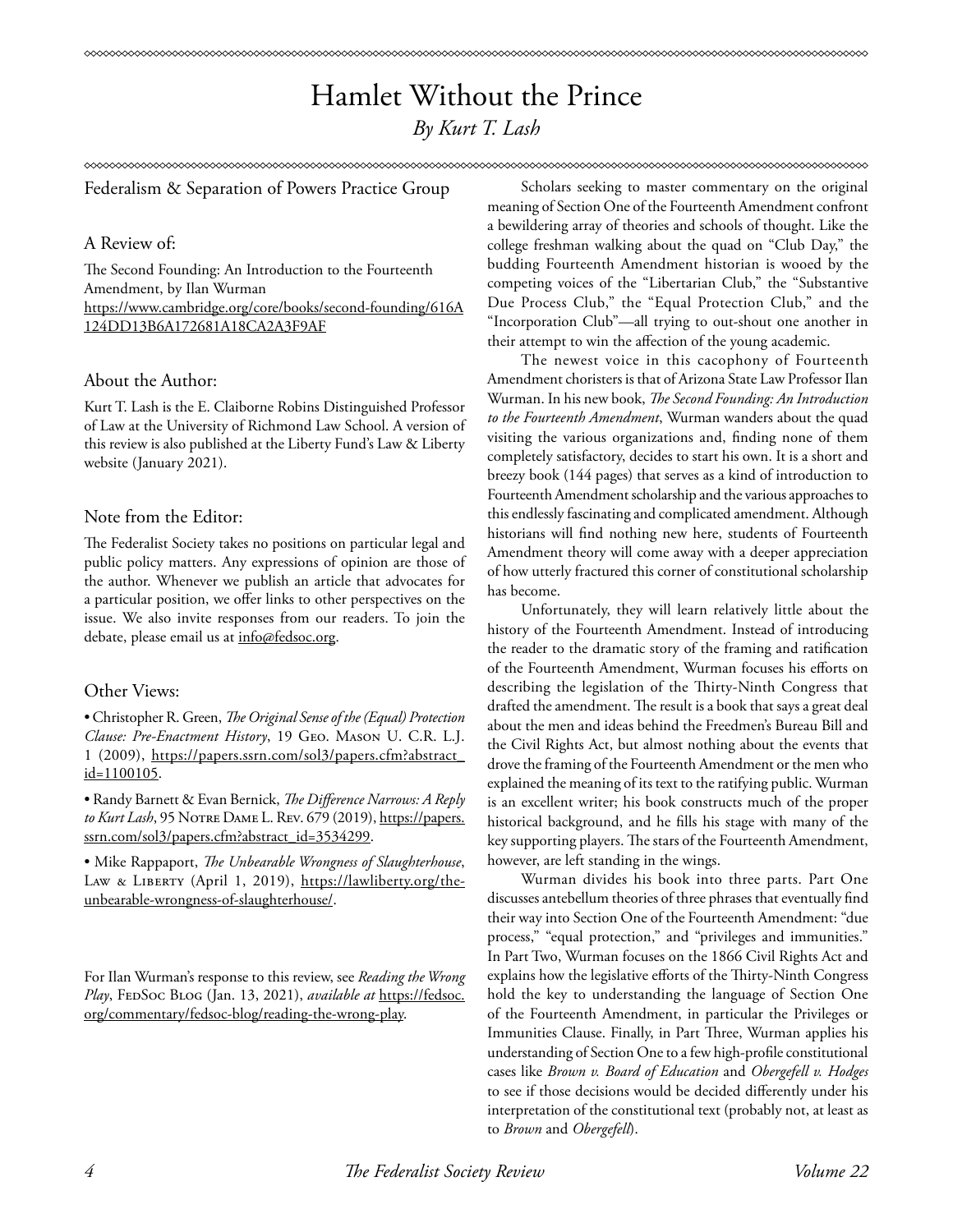# Hamlet Without the Prince

*By Kurt T. Lash*

Federalism & Separation of Powers Practice Group

### A Review of:

The Second Founding: An Introduction to the Fourteenth Amendment, by Ilan Wurman
https://www.cambridge.org/core/books/second-founding/616A124DD13B6A172681A18CA2A3F9AF

### About the Author:

Kurt T. Lash is the E. Claiborne Robins Distinguished Professor of Law at the University of Richmond Law School. A version of this review is also published at the Liberty Fund's Law & Liberty website (January 2021).

### Note from the Editor:

The Federalist Society takes no positions on particular legal and public policy matters. Any expressions of opinion are those of the author. Whenever we publish an article that advocates for a particular position, we offer links to other perspectives on the issue. We also invite responses from our readers. To join the debate, please email us at info@fedsoc.org.

### Other Views:

• Christopher R. Green, *The Original Sense of the (Equal) Protection Clause: Pre-Enactment History*, 19 Geo. Mason U. C.R. L.J. 1 (2009), https://papers.ssrn.com/sol3/papers.cfm?abstract_id=1100105.

• Randy Barnett & Evan Bernick, *The Difference Narrows: A Reply to Kurt Lash*, 95 Notre Dame L. Rev. 679 (2019), https://papers.ssrn.com/sol3/papers.cfm?abstract_id=3534299.

• Mike Rappaport, *The Unbearable Wrongness of Slaughterhouse*, Law & Liberty (April 1, 2019), https://lawliberty.org/the-unbearable-wrongness-of-slaughterhouse/.

For Ilan Wurman's response to this review, see *Reading the Wrong Play*, FedSoc Blog (Jan. 13, 2021), *available at* https://fedsoc.org/commentary/fedsoc-blog/reading-the-wrong-play.

Scholars seeking to master commentary on the original meaning of Section One of the Fourteenth Amendment confront a bewildering array of theories and schools of thought. Like the college freshman walking about the quad on "Club Day," the budding Fourteenth Amendment historian is wooed by the competing voices of the "Libertarian Club," the "Substantive Due Process Club," the "Equal Protection Club," and the "Incorporation Club"—all trying to out-shout one another in their attempt to win the affection of the young academic.

The newest voice in this cacophony of Fourteenth Amendment choristers is that of Arizona State Law Professor Ilan Wurman. In his new book, *The Second Founding: An Introduction to the Fourteenth Amendment*, Wurman wanders about the quad visiting the various organizations and, finding none of them completely satisfactory, decides to start his own. It is a short and breezy book (144 pages) that serves as a kind of introduction to Fourteenth Amendment scholarship and the various approaches to this endlessly fascinating and complicated amendment. Although historians will find nothing new here, students of Fourteenth Amendment theory will come away with a deeper appreciation of how utterly fractured this corner of constitutional scholarship has become.

Unfortunately, they will learn relatively little about the history of the Fourteenth Amendment. Instead of introducing the reader to the dramatic story of the framing and ratification of the Fourteenth Amendment, Wurman focuses his efforts on describing the legislation of the Thirty-Ninth Congress that drafted the amendment. The result is a book that says a great deal about the men and ideas behind the Freedmen's Bureau Bill and the Civil Rights Act, but almost nothing about the events that drove the framing of the Fourteenth Amendment or the men who explained the meaning of its text to the ratifying public. Wurman is an excellent writer; his book constructs much of the proper historical background, and he fills his stage with many of the key supporting players. The stars of the Fourteenth Amendment, however, are left standing in the wings.

Wurman divides his book into three parts. Part One discusses antebellum theories of three phrases that eventually find their way into Section One of the Fourteenth Amendment: "due process," "equal protection," and "privileges and immunities." In Part Two, Wurman focuses on the 1866 Civil Rights Act and explains how the legislative efforts of the Thirty-Ninth Congress hold the key to understanding the language of Section One of the Fourteenth Amendment, in particular the Privileges or Immunities Clause. Finally, in Part Three, Wurman applies his understanding of Section One to a few high-profile constitutional cases like *Brown v. Board of Education* and *Obergefell v. Hodges* to see if those decisions would be decided differently under his interpretation of the constitutional text (probably not, at least as to *Brown* and *Obergefell*).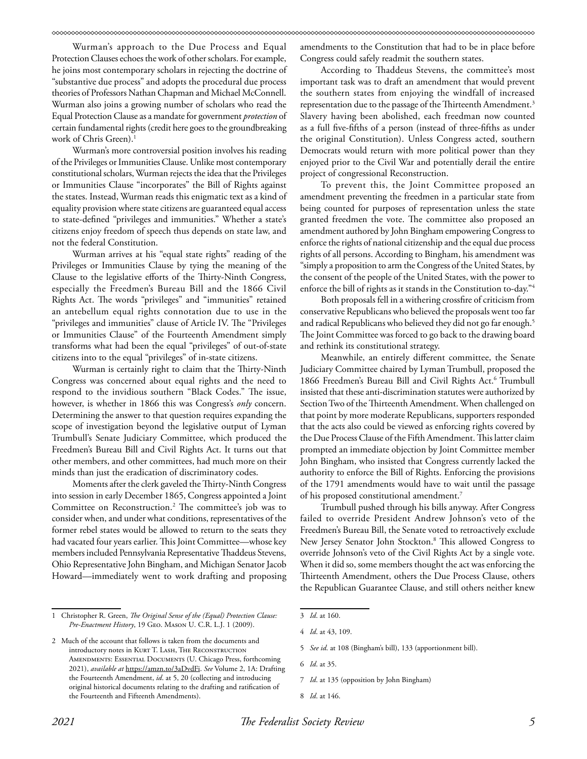Wurman's approach to the Due Process and Equal Protection Clauses echoes the work of other scholars. For example, he joins most contemporary scholars in rejecting the doctrine of "substantive due process" and adopts the procedural due process theories of Professors Nathan Chapman and Michael McConnell. Wurman also joins a growing number of scholars who read the Equal Protection Clause as a mandate for government *protection* of certain fundamental rights (credit here goes to the groundbreaking work of Chris Green).[1]

Wurman's more controversial position involves his reading of the Privileges or Immunities Clause. Unlike most contemporary constitutional scholars, Wurman rejects the idea that the Privileges or Immunities Clause "incorporates" the Bill of Rights against the states. Instead, Wurman reads this enigmatic text as a kind of equality provision where state citizens are guaranteed equal access to state-defined "privileges and immunities." Whether a state's citizens enjoy freedom of speech thus depends on state law, and not the federal Constitution.

Wurman arrives at his "equal state rights" reading of the Privileges or Immunities Clause by tying the meaning of the Clause to the legislative efforts of the Thirty-Ninth Congress, especially the Freedmen's Bureau Bill and the 1866 Civil Rights Act. The words "privileges" and "immunities" retained an antebellum equal rights connotation due to use in the "privileges and immunities" clause of Article IV. The "Privileges or Immunities Clause" of the Fourteenth Amendment simply transforms what had been the equal "privileges" of out-of-state citizens into to the equal "privileges" of in-state citizens.

Wurman is certainly right to claim that the Thirty-Ninth Congress was concerned about equal rights and the need to respond to the invidious southern "Black Codes." The issue, however, is whether in 1866 this was Congress's *only* concern. Determining the answer to that question requires expanding the scope of investigation beyond the legislative output of Lyman Trumbull's Senate Judiciary Committee, which produced the Freedmen's Bureau Bill and Civil Rights Act. It turns out that other members, and other committees, had much more on their minds than just the eradication of discriminatory codes.

Moments after the clerk gaveled the Thirty-Ninth Congress into session in early December 1865, Congress appointed a Joint Committee on Reconstruction.[2] The committee's job was to consider when, and under what conditions, representatives of the former rebel states would be allowed to return to the seats they had vacated four years earlier. This Joint Committee—whose key members included Pennsylvania Representative Thaddeus Stevens, Ohio Representative John Bingham, and Michigan Senator Jacob Howard—immediately went to work drafting and proposing amendments to the Constitution that had to be in place before Congress could safely readmit the southern states.

According to Thaddeus Stevens, the committee's most important task was to draft an amendment that would prevent the southern states from enjoying the windfall of increased representation due to the passage of the Thirteenth Amendment.[3] Slavery having been abolished, each freedman now counted as a full five-fifths of a person (instead of three-fifths as under the original Constitution). Unless Congress acted, southern Democrats would return with more political power than they enjoyed prior to the Civil War and potentially derail the entire project of congressional Reconstruction.

To prevent this, the Joint Committee proposed an amendment preventing the freedmen in a particular state from being counted for purposes of representation unless the state granted freedmen the vote. The committee also proposed an amendment authored by John Bingham empowering Congress to enforce the rights of national citizenship and the equal due process rights of all persons. According to Bingham, his amendment was "simply a proposition to arm the Congress of the United States, by the consent of the people of the United States, with the power to enforce the bill of rights as it stands in the Constitution to-day."[4]

Both proposals fell in a withering crossfire of criticism from conservative Republicans who believed the proposals went too far and radical Republicans who believed they did not go far enough.[5] The Joint Committee was forced to go back to the drawing board and rethink its constitutional strategy.

Meanwhile, an entirely different committee, the Senate Judiciary Committee chaired by Lyman Trumbull, proposed the 1866 Freedmen's Bureau Bill and Civil Rights Act.[6] Trumbull insisted that these anti-discrimination statutes were authorized by Section Two of the Thirteenth Amendment. When challenged on that point by more moderate Republicans, supporters responded that the acts also could be viewed as enforcing rights covered by the Due Process Clause of the Fifth Amendment. This latter claim prompted an immediate objection by Joint Committee member John Bingham, who insisted that Congress currently lacked the authority to enforce the Bill of Rights. Enforcing the provisions of the 1791 amendments would have to wait until the passage of his proposed constitutional amendment.[7]

Trumbull pushed through his bills anyway. After Congress failed to override President Andrew Johnson's veto of the Freedmen's Bureau Bill, the Senate voted to retroactively exclude New Jersey Senator John Stockton.[8] This allowed Congress to override Johnson's veto of the Civil Rights Act by a single vote. When it did so, some members thought the act was enforcing the Thirteenth Amendment, others the Due Process Clause, others the Republican Guarantee Clause, and still others neither knew

---

1 Christopher R. Green, *The Original Sense of the (Equal) Protection Clause: Pre-Enactment History*, 19 Geo. Mason U. C.R. L.J. 1 (2009).

2 Much of the account that follows is taken from the documents and introductory notes in Kurt T. Lash, The Reconstruction Amendments: Essential Documents (U. Chicago Press, forthcoming 2021), *available at* https://amzn.to/3aDvdFi. *See* Volume 2, 1A: Drafting the Fourteenth Amendment, *id*. at 5, 20 (collecting and introducing original historical documents relating to the drafting and ratification of the Fourteenth and Fifteenth Amendments).

3 *Id*. at 160.

4 *Id*. at 43, 109.

5 *See id*. at 108 (Bingham's bill), 133 (apportionment bill).

6 *Id*. at 35.

7 *Id*. at 135 (opposition by John Bingham)

8 *Id*. at 146.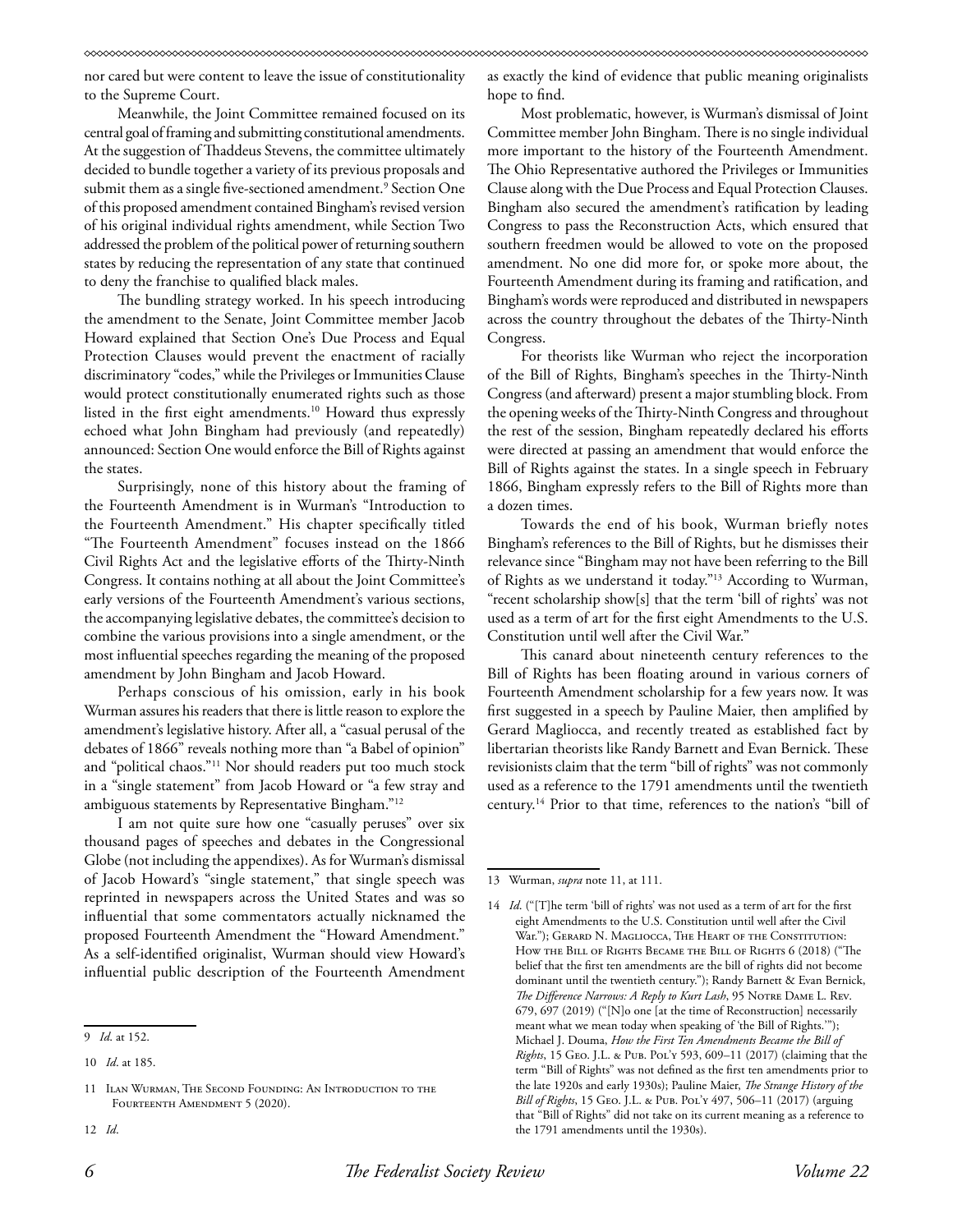nor cared but were content to leave the issue of constitutionality to the Supreme Court.

Meanwhile, the Joint Committee remained focused on its central goal of framing and submitting constitutional amendments. At the suggestion of Thaddeus Stevens, the committee ultimately decided to bundle together a variety of its previous proposals and submit them as a single five-sectioned amendment.[9] Section One of this proposed amendment contained Bingham's revised version of his original individual rights amendment, while Section Two addressed the problem of the political power of returning southern states by reducing the representation of any state that continued to deny the franchise to qualified black males.

The bundling strategy worked. In his speech introducing the amendment to the Senate, Joint Committee member Jacob Howard explained that Section One's Due Process and Equal Protection Clauses would prevent the enactment of racially discriminatory "codes," while the Privileges or Immunities Clause would protect constitutionally enumerated rights such as those listed in the first eight amendments.[10] Howard thus expressly echoed what John Bingham had previously (and repeatedly) announced: Section One would enforce the Bill of Rights against the states.

Surprisingly, none of this history about the framing of the Fourteenth Amendment is in Wurman's "Introduction to the Fourteenth Amendment." His chapter specifically titled "The Fourteenth Amendment" focuses instead on the 1866 Civil Rights Act and the legislative efforts of the Thirty-Ninth Congress. It contains nothing at all about the Joint Committee's early versions of the Fourteenth Amendment's various sections, the accompanying legislative debates, the committee's decision to combine the various provisions into a single amendment, or the most influential speeches regarding the meaning of the proposed amendment by John Bingham and Jacob Howard.

Perhaps conscious of his omission, early in his book Wurman assures his readers that there is little reason to explore the amendment's legislative history. After all, a "casual perusal of the debates of 1866" reveals nothing more than "a Babel of opinion" and "political chaos."[11] Nor should readers put too much stock in a "single statement" from Jacob Howard or "a few stray and ambiguous statements by Representative Bingham."[12]

I am not quite sure how one "casually peruses" over six thousand pages of speeches and debates in the Congressional Globe (not including the appendixes). As for Wurman's dismissal of Jacob Howard's "single statement," that single speech was reprinted in newspapers across the United States and was so influential that some commentators actually nicknamed the proposed Fourteenth Amendment the "Howard Amendment." As a self-identified originalist, Wurman should view Howard's influential public description of the Fourteenth Amendment as exactly the kind of evidence that public meaning originalists hope to find.

Most problematic, however, is Wurman's dismissal of Joint Committee member John Bingham. There is no single individual more important to the history of the Fourteenth Amendment. The Ohio Representative authored the Privileges or Immunities Clause along with the Due Process and Equal Protection Clauses. Bingham also secured the amendment's ratification by leading Congress to pass the Reconstruction Acts, which ensured that southern freedmen would be allowed to vote on the proposed amendment. No one did more for, or spoke more about, the Fourteenth Amendment during its framing and ratification, and Bingham's words were reproduced and distributed in newspapers across the country throughout the debates of the Thirty-Ninth Congress.

For theorists like Wurman who reject the incorporation of the Bill of Rights, Bingham's speeches in the Thirty-Ninth Congress (and afterward) present a major stumbling block. From the opening weeks of the Thirty-Ninth Congress and throughout the rest of the session, Bingham repeatedly declared his efforts were directed at passing an amendment that would enforce the Bill of Rights against the states. In a single speech in February 1866, Bingham expressly refers to the Bill of Rights more than a dozen times.

Towards the end of his book, Wurman briefly notes Bingham's references to the Bill of Rights, but he dismisses their relevance since "Bingham may not have been referring to the Bill of Rights as we understand it today."[13] According to Wurman, "recent scholarship show[s] that the term 'bill of rights' was not used as a term of art for the first eight Amendments to the U.S. Constitution until well after the Civil War."

This canard about nineteenth century references to the Bill of Rights has been floating around in various corners of Fourteenth Amendment scholarship for a few years now. It was first suggested in a speech by Pauline Maier, then amplified by Gerard Magliocca, and recently treated as established fact by libertarian theorists like Randy Barnett and Evan Bernick. These revisionists claim that the term "bill of rights" was not commonly used as a reference to the 1791 amendments until the twentieth century.[14] Prior to that time, references to the nation's "bill of

---

9 *Id.* at 152.

10 *Id.* at 185.

11 Ilan Wurman, The Second Founding: An Introduction to the Fourteenth Amendment 5 (2020).

12 *Id.*

13 Wurman, *supra* note 11, at 111.

14 *Id.* ("[T]he term 'bill of rights' was not used as a term of art for the first eight Amendments to the U.S. Constitution until well after the Civil War."); Gerard N. Magliocca, The Heart of the Constitution: How the Bill of Rights Became the Bill of Rights 6 (2018) ("The belief that the first ten amendments are the bill of rights did not become dominant until the twentieth century."); Randy Barnett & Evan Bernick, *The Difference Narrows: A Reply to Kurt Lash*, 95 Notre Dame L. Rev. 679, 697 (2019) ("[N]o one [at the time of Reconstruction] necessarily meant what we mean today when speaking of 'the Bill of Rights.'"); Michael J. Douma, *How the First Ten Amendments Became the Bill of Rights*, 15 Geo. J.L. & Pub. Pol'y 593, 609–11 (2017) (claiming that the term "Bill of Rights" was not defined as the first ten amendments prior to the late 1920s and early 1930s); Pauline Maier, *The Strange History of the Bill of Rights*, 15 Geo. J.L. & Pub. Pol'y 497, 506–11 (2017) (arguing that "Bill of Rights" did not take on its current meaning as a reference to the 1791 amendments until the 1930s).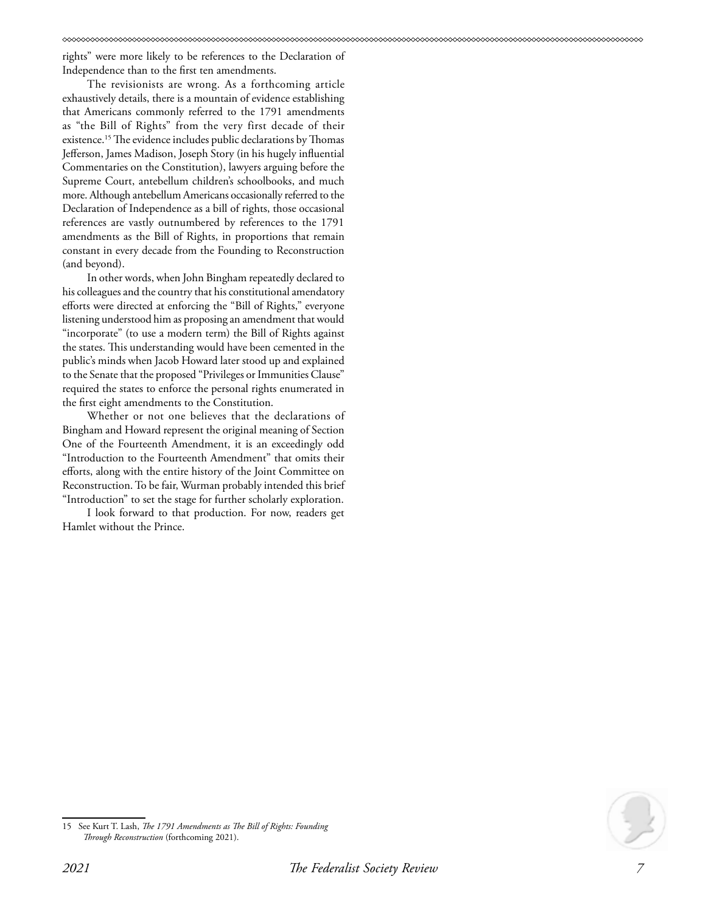rights" were more likely to be references to the Declaration of Independence than to the first ten amendments.

The revisionists are wrong. As a forthcoming article exhaustively details, there is a mountain of evidence establishing that Americans commonly referred to the 1791 amendments as "the Bill of Rights" from the very first decade of their existence.[15] The evidence includes public declarations by Thomas Jefferson, James Madison, Joseph Story (in his hugely influential Commentaries on the Constitution), lawyers arguing before the Supreme Court, antebellum children's schoolbooks, and much more. Although antebellum Americans occasionally referred to the Declaration of Independence as a bill of rights, those occasional references are vastly outnumbered by references to the 1791 amendments as the Bill of Rights, in proportions that remain constant in every decade from the Founding to Reconstruction (and beyond).

In other words, when John Bingham repeatedly declared to his colleagues and the country that his constitutional amendatory efforts were directed at enforcing the "Bill of Rights," everyone listening understood him as proposing an amendment that would "incorporate" (to use a modern term) the Bill of Rights against the states. This understanding would have been cemented in the public's minds when Jacob Howard later stood up and explained to the Senate that the proposed "Privileges or Immunities Clause" required the states to enforce the personal rights enumerated in the first eight amendments to the Constitution.

Whether or not one believes that the declarations of Bingham and Howard represent the original meaning of Section One of the Fourteenth Amendment, it is an exceedingly odd "Introduction to the Fourteenth Amendment" that omits their efforts, along with the entire history of the Joint Committee on Reconstruction. To be fair, Wurman probably intended this brief "Introduction" to set the stage for further scholarly exploration.

I look forward to that production. For now, readers get Hamlet without the Prince.

---

15 See Kurt T. Lash, *The 1791 Amendments as The Bill of Rights: Founding Through Reconstruction* (forthcoming 2021).